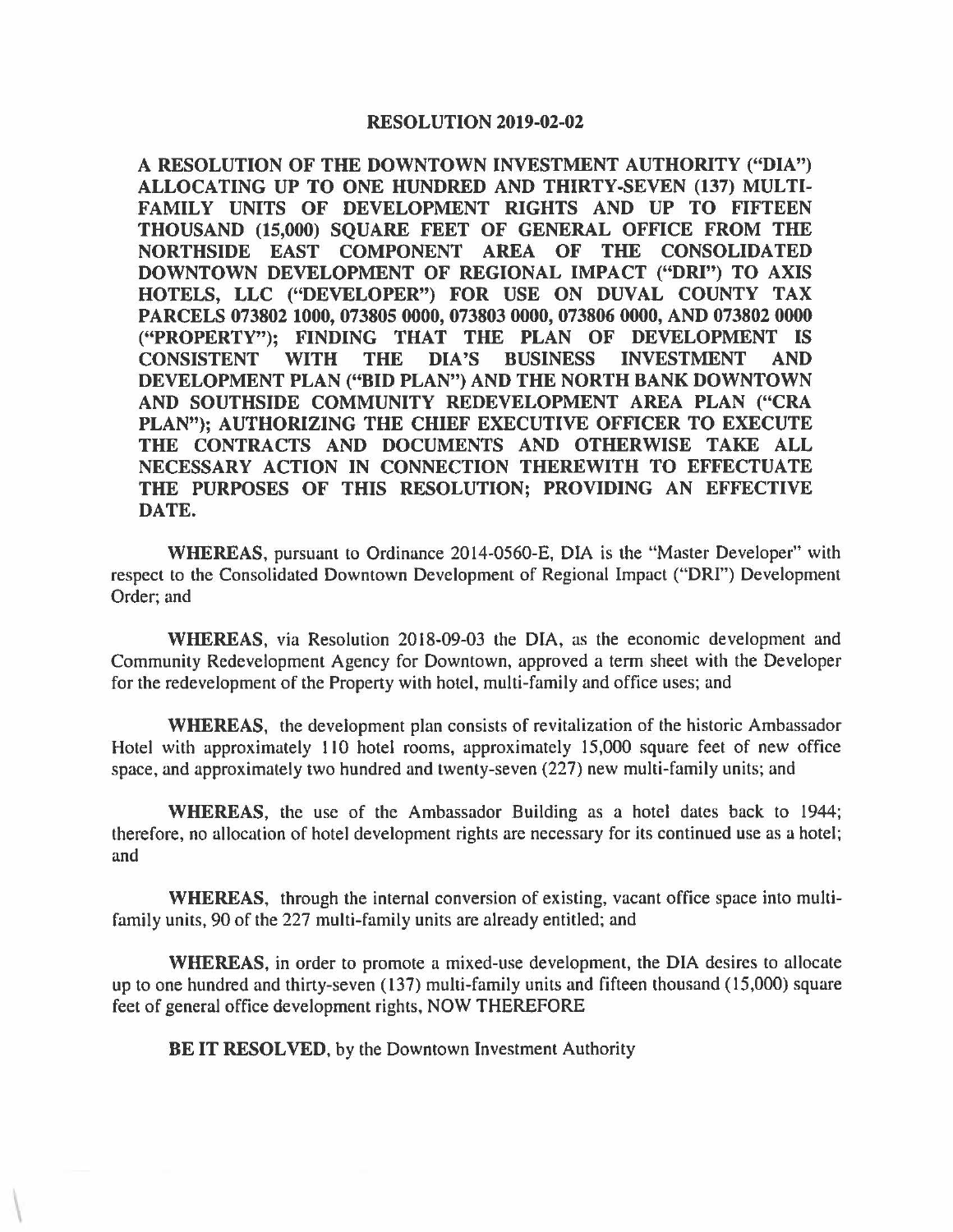# RESOLUTION 2019-02-02

**A RESOLUTION OF THE DOWNTOWN INVESTMENT AUTHORITY ("DIA") ALLOCATING UP TO ONE HUNDRED AND THIRTY-SEVEN (137) MULTI-FAMILY UNITS OF DEVELOPMENT RIGHTS AND UP TO FIFTEEN THOUSAND (15,000) SQUARE FEET OF GENERAL OFFICE FROM THE NORTHSIDE EAST COMPONENT AREA OF THE CONSOLIDATED DOWNTOWN DEVELOPMENT OF REGIONAL IMPACT ("DRI") TO AXIS HOTELS, LLC ("DEVELOPER") FOR USE ON DUVAL COUNTY TAX PARCELS 073802 1000, 073805 0000, 073803 0000, 073806 0000, AND 073802 0000 ("PROPERTY"); FINDING THAT THE PLAN OF DEVELOPMENT IS CONSISTENT WITH THE DIA'S BUSINESS INVESTMENT AND DEVELOPMENT PLAN ("BID PLAN") AND THE NORTH BANK DOWNTOWN AND SOUTHSIDE COMMUNITY REDEVELOPMENT AREA PLAN ("CRA PLAN"); AUTHORIZING THE CHIEF EXECUTIVE OFFICER TO EXECUTE THE CONTRACTS AND DOCUMENTS AND OTHERWISE TAKE ALL NECESSARY ACTION IN CONNECTION THEREWITH TO EFFECTUATE THE PURPOSES OF THIS RESOLUTION; PROVIDING AN EFFECTIVE DATE.**

**WHEREAS**, pursuant to Ordinance 2014-0560-E, DIA is the "Master Developer" with respect to the Consolidated Downtown Development of Regional Impact ("DRI") Development Order; and

**WHEREAS**, via Resolution 2018-09-03 the DIA, as the economic development and Community Redevelopment Agency for Downtown, approved a term sheet with the Developer for the redevelopment of the Property with hotel, multi-family and office uses; and

**WHEREAS**, the development plan consists of revitalization of the historic Ambassador Hotel with approximately 110 hotel rooms, approximately 15,000 square feet of new office space, and approximately two hundred and twenty-seven (227) new multi-family units; and

**WHEREAS**, the use of the Ambassador Building as a hotel dates back to 1944; therefore, no allocation of hotel development rights are necessary for its continued use as a hotel; and

**WHEREAS**, through the internal conversion of existing, vacant office space into multi-family units, 90 of the 227 multi-family units are already entitled; and

**WHEREAS**, in order to promote a mixed-use development, the DIA desires to allocate up to one hundred and thirty-seven (137) multi-family units and fifteen thousand (15,000) square feet of general office development rights, NOW THEREFORE

**BE IT RESOLVED**, by the Downtown Investment Authority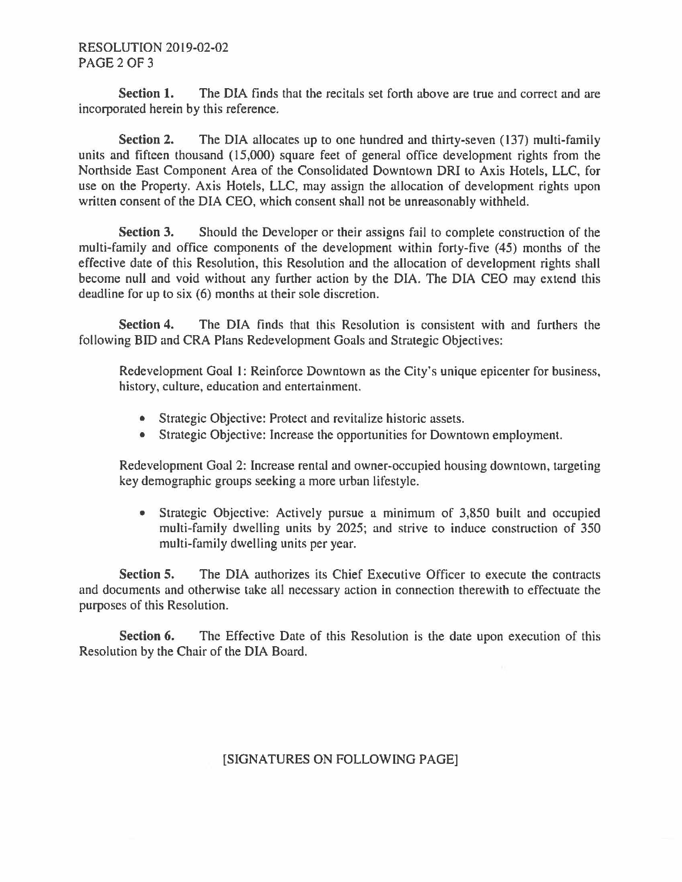**Section 1.** The DIA finds that the recitals set forth above are true and correct and are incorporated herein by this reference.

**Section 2.** The DIA allocates up to one hundred and thirty-seven (137) multi-family units and fifteen thousand (15,000) square feet of general office development rights from the Northside East Component Area of the Consolidated Downtown DRI to Axis Hotels, LLC, for use on the Property. Axis Hotels, LLC, may assign the allocation of development rights upon written consent of the DIA CEO, which consent shall not be unreasonably withheld.

**Section 3.** Should the Developer or their assigns fail to complete construction of the multi-family and office components of the development within forty-five (45) months of the effective date of this Resolution, this Resolution and the allocation of development rights shall become null and void without any further action by the DIA. The DIA CEO may extend this deadline for up to six (6) months at their sole discretion.

**Section 4.** The DIA finds that this Resolution is consistent with and furthers the following BID and CRA Plans Redevelopment Goals and Strategic Objectives:

Redevelopment Goal 1: Reinforce Downtown as the City's unique epicenter for business, history, culture, education and entertainment.

- Strategic Objective: Protect and revitalize historic assets.
- Strategic Objective: Increase the opportunities for Downtown employment.

Redevelopment Goal 2: Increase rental and owner-occupied housing downtown, targeting key demographic groups seeking a more urban lifestyle.

- Strategic Objective: Actively pursue a minimum of 3,850 built and occupied multi-family dwelling units by 2025; and strive to induce construction of 350 multi-family dwelling units per year.

**Section 5.** The DIA authorizes its Chief Executive Officer to execute the contracts and documents and otherwise take all necessary action in connection therewith to effectuate the purposes of this Resolution.

**Section 6.** The Effective Date of this Resolution is the date upon execution of this Resolution by the Chair of the DIA Board.

[SIGNATURES ON FOLLOWING PAGE]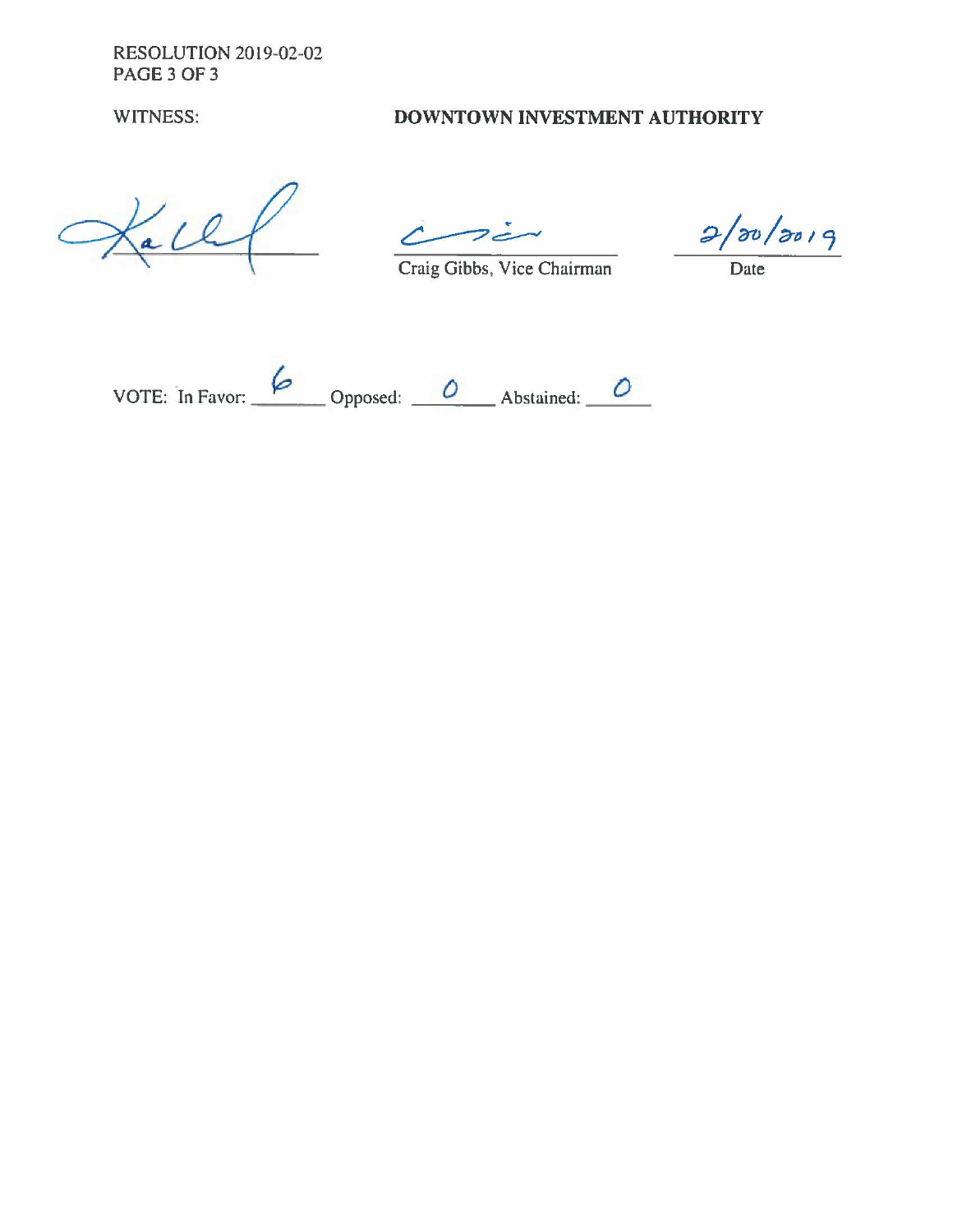RESOLUTION 2019-02-02
PAGE 3 OF 3

WITNESS: **DOWNTOWN INVESTMENT AUTHORITY**

_______________________ _______________________ 2/20/2019
Craig Gibbs, Vice Chairman Date

VOTE: In Favor: 6 Opposed: 0 Abstained: 0